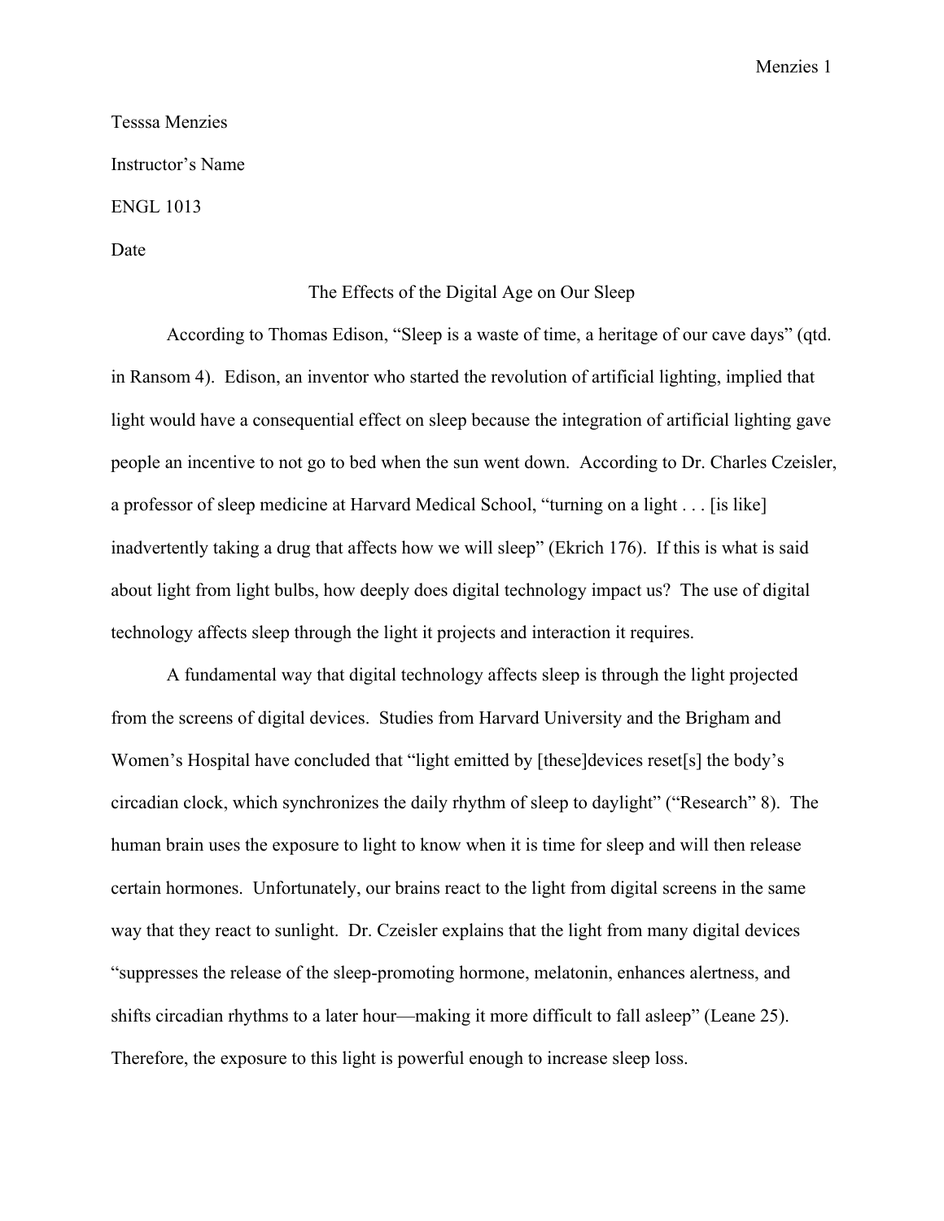Tesssa Menzies

Instructor's Name

ENGL 1013

Date

# The Effects of the Digital Age on Our Sleep

According to Thomas Edison, "Sleep is a waste of time, a heritage of our cave days" (qtd. in Ransom 4). Edison, an inventor who started the revolution of artificial lighting, implied that light would have a consequential effect on sleep because the integration of artificial lighting gave people an incentive to not go to bed when the sun went down. According to Dr. Charles Czeisler, a professor of sleep medicine at Harvard Medical School, "turning on a light . . . [is like] inadvertently taking a drug that affects how we will sleep" (Ekrich 176). If this is what is said about light from light bulbs, how deeply does digital technology impact us? The use of digital technology affects sleep through the light it projects and interaction it requires.

A fundamental way that digital technology affects sleep is through the light projected from the screens of digital devices. Studies from Harvard University and the Brigham and Women's Hospital have concluded that "light emitted by [these]devices reset[s] the body's circadian clock, which synchronizes the daily rhythm of sleep to daylight" ("Research" 8). The human brain uses the exposure to light to know when it is time for sleep and will then release certain hormones. Unfortunately, our brains react to the light from digital screens in the same way that they react to sunlight. Dr. Czeisler explains that the light from many digital devices "suppresses the release of the sleep-promoting hormone, melatonin, enhances alertness, and shifts circadian rhythms to a later hour—making it more difficult to fall asleep" (Leane 25). Therefore, the exposure to this light is powerful enough to increase sleep loss.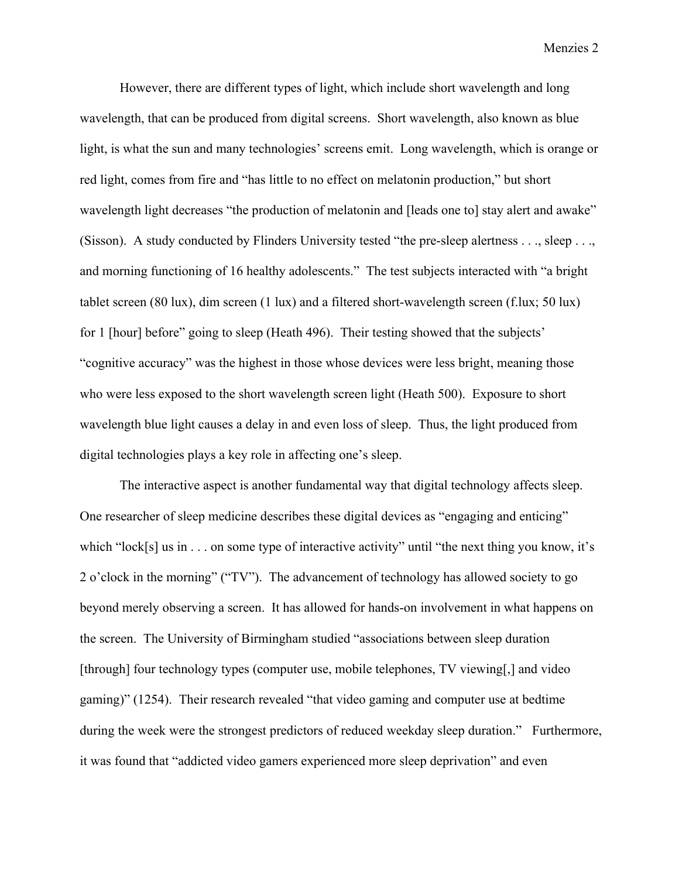However, there are different types of light, which include short wavelength and long wavelength, that can be produced from digital screens. Short wavelength, also known as blue light, is what the sun and many technologies' screens emit. Long wavelength, which is orange or red light, comes from fire and "has little to no effect on melatonin production," but short wavelength light decreases "the production of melatonin and [leads one to] stay alert and awake" (Sisson). A study conducted by Flinders University tested "the pre-sleep alertness . . ., sleep . . ., and morning functioning of 16 healthy adolescents." The test subjects interacted with "a bright tablet screen (80 lux), dim screen (1 lux) and a filtered short-wavelength screen (f.lux; 50 lux) for 1 [hour] before" going to sleep (Heath 496). Their testing showed that the subjects' "cognitive accuracy" was the highest in those whose devices were less bright, meaning those who were less exposed to the short wavelength screen light (Heath 500). Exposure to short wavelength blue light causes a delay in and even loss of sleep. Thus, the light produced from digital technologies plays a key role in affecting one's sleep.

The interactive aspect is another fundamental way that digital technology affects sleep. One researcher of sleep medicine describes these digital devices as "engaging and enticing" which "lock[s] us in . . . on some type of interactive activity" until "the next thing you know, it's 2 o'clock in the morning" ("TV"). The advancement of technology has allowed society to go beyond merely observing a screen. It has allowed for hands-on involvement in what happens on the screen. The University of Birmingham studied "associations between sleep duration [through] four technology types (computer use, mobile telephones, TV viewing[,] and video gaming)" (1254). Their research revealed "that video gaming and computer use at bedtime during the week were the strongest predictors of reduced weekday sleep duration." Furthermore, it was found that "addicted video gamers experienced more sleep deprivation" and even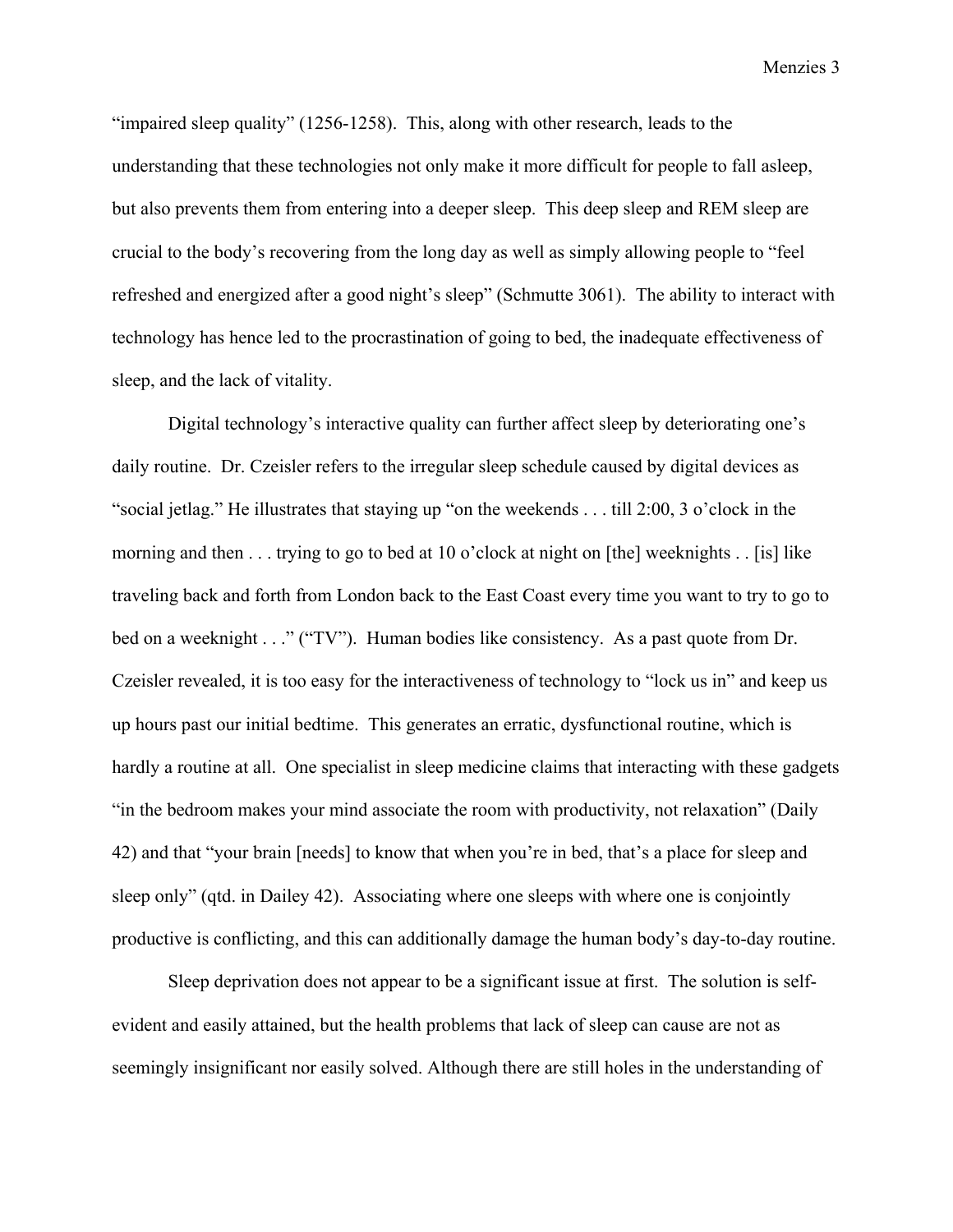"impaired sleep quality" (1256-1258). This, along with other research, leads to the understanding that these technologies not only make it more difficult for people to fall asleep, but also prevents them from entering into a deeper sleep. This deep sleep and REM sleep are crucial to the body's recovering from the long day as well as simply allowing people to "feel refreshed and energized after a good night's sleep" (Schmutte 3061). The ability to interact with technology has hence led to the procrastination of going to bed, the inadequate effectiveness of sleep, and the lack of vitality.

Digital technology's interactive quality can further affect sleep by deteriorating one's daily routine. Dr. Czeisler refers to the irregular sleep schedule caused by digital devices as "social jetlag." He illustrates that staying up "on the weekends . . . till 2:00, 3 o'clock in the morning and then . . . trying to go to bed at 10 o'clock at night on [the] weeknights . . [is] like traveling back and forth from London back to the East Coast every time you want to try to go to bed on a weeknight . . ." ("TV"). Human bodies like consistency. As a past quote from Dr. Czeisler revealed, it is too easy for the interactiveness of technology to "lock us in" and keep us up hours past our initial bedtime. This generates an erratic, dysfunctional routine, which is hardly a routine at all. One specialist in sleep medicine claims that interacting with these gadgets "in the bedroom makes your mind associate the room with productivity, not relaxation" (Daily 42) and that "your brain [needs] to know that when you're in bed, that's a place for sleep and sleep only" (qtd. in Dailey 42). Associating where one sleeps with where one is conjointly productive is conflicting, and this can additionally damage the human body's day-to-day routine.

Sleep deprivation does not appear to be a significant issue at first. The solution is self-evident and easily attained, but the health problems that lack of sleep can cause are not as seemingly insignificant nor easily solved. Although there are still holes in the understanding of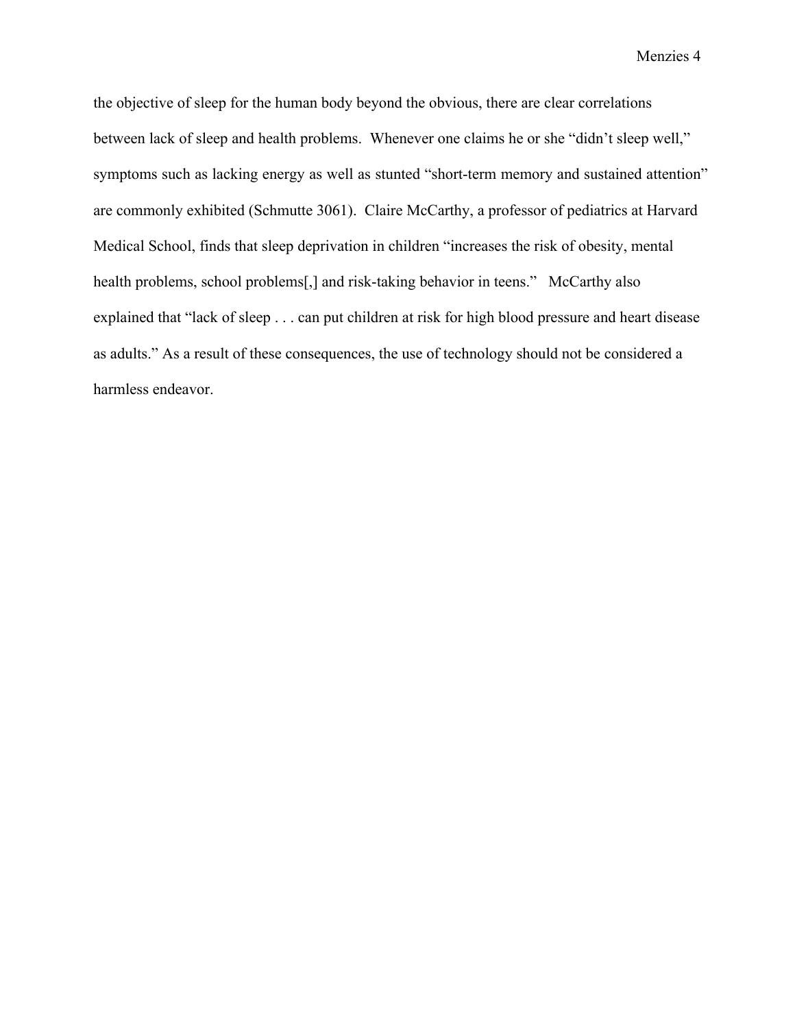the objective of sleep for the human body beyond the obvious, there are clear correlations between lack of sleep and health problems.  Whenever one claims he or she “didn’t sleep well,” symptoms such as lacking energy as well as stunted “short-term memory and sustained attention” are commonly exhibited (Schmutte 3061).  Claire McCarthy, a professor of pediatrics at Harvard Medical School, finds that sleep deprivation in children “increases the risk of obesity, mental health problems, school problems[,] and risk-taking behavior in teens.”   McCarthy also explained that “lack of sleep . . . can put children at risk for high blood pressure and heart disease as adults.” As a result of these consequences, the use of technology should not be considered a harmless endeavor.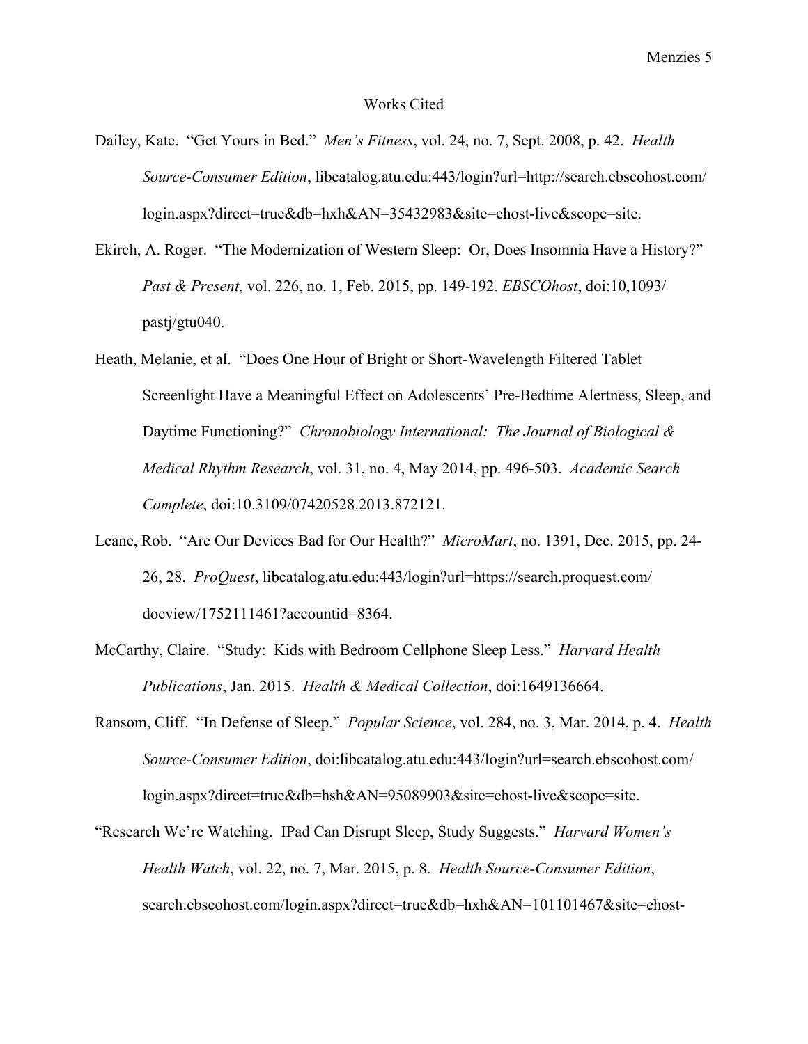# Works Cited

Dailey, Kate. "Get Yours in Bed." *Men's Fitness*, vol. 24, no. 7, Sept. 2008, p. 42. *Health Source-Consumer Edition*, libcatalog.atu.edu:443/login?url=http://search.ebscohost.com/login.aspx?direct=true&db=hxh&AN=35432983&site=ehost-live&scope=site.

Ekirch, A. Roger. "The Modernization of Western Sleep: Or, Does Insomnia Have a History?" *Past & Present*, vol. 226, no. 1, Feb. 2015, pp. 149-192. *EBSCOhost*, doi:10,1093/pastj/gtu040.

Heath, Melanie, et al. "Does One Hour of Bright or Short-Wavelength Filtered Tablet Screenlight Have a Meaningful Effect on Adolescents' Pre-Bedtime Alertness, Sleep, and Daytime Functioning?" *Chronobiology International: The Journal of Biological & Medical Rhythm Research*, vol. 31, no. 4, May 2014, pp. 496-503. *Academic Search Complete*, doi:10.3109/07420528.2013.872121.

Leane, Rob. "Are Our Devices Bad for Our Health?" *MicroMart*, no. 1391, Dec. 2015, pp. 24-26, 28. *ProQuest*, libcatalog.atu.edu:443/login?url=https://search.proquest.com/docview/1752111461?accountid=8364.

McCarthy, Claire. "Study: Kids with Bedroom Cellphone Sleep Less." *Harvard Health Publications*, Jan. 2015. *Health & Medical Collection*, doi:1649136664.

Ransom, Cliff. "In Defense of Sleep." *Popular Science*, vol. 284, no. 3, Mar. 2014, p. 4. *Health Source-Consumer Edition*, doi:libcatalog.atu.edu:443/login?url=search.ebscohost.com/login.aspx?direct=true&db=hsh&AN=95089903&site=ehost-live&scope=site.

"Research We're Watching. IPad Can Disrupt Sleep, Study Suggests." *Harvard Women's Health Watch*, vol. 22, no. 7, Mar. 2015, p. 8. *Health Source-Consumer Edition*, search.ebscohost.com/login.aspx?direct=true&db=hxh&AN=101101467&site=ehost-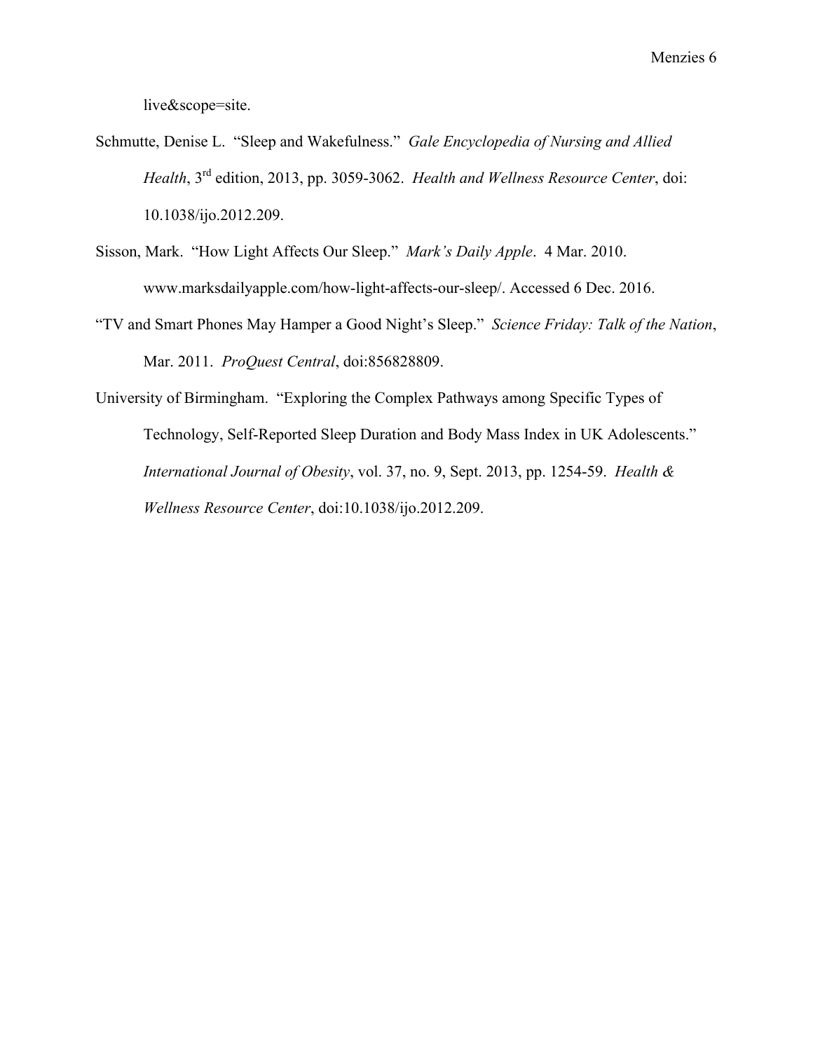live&scope=site.

Schmutte, Denise L. "Sleep and Wakefulness." *Gale Encyclopedia of Nursing and Allied Health*, 3rd edition, 2013, pp. 3059-3062. *Health and Wellness Resource Center*, doi: 10.1038/ijo.2012.209.

Sisson, Mark. "How Light Affects Our Sleep." *Mark's Daily Apple*. 4 Mar. 2010. www.marksdailyapple.com/how-light-affects-our-sleep/. Accessed 6 Dec. 2016.

"TV and Smart Phones May Hamper a Good Night's Sleep." *Science Friday: Talk of the Nation*, Mar. 2011. *ProQuest Central*, doi:856828809.

University of Birmingham. "Exploring the Complex Pathways among Specific Types of Technology, Self-Reported Sleep Duration and Body Mass Index in UK Adolescents." *International Journal of Obesity*, vol. 37, no. 9, Sept. 2013, pp. 1254-59. *Health & Wellness Resource Center*, doi:10.1038/ijo.2012.209.